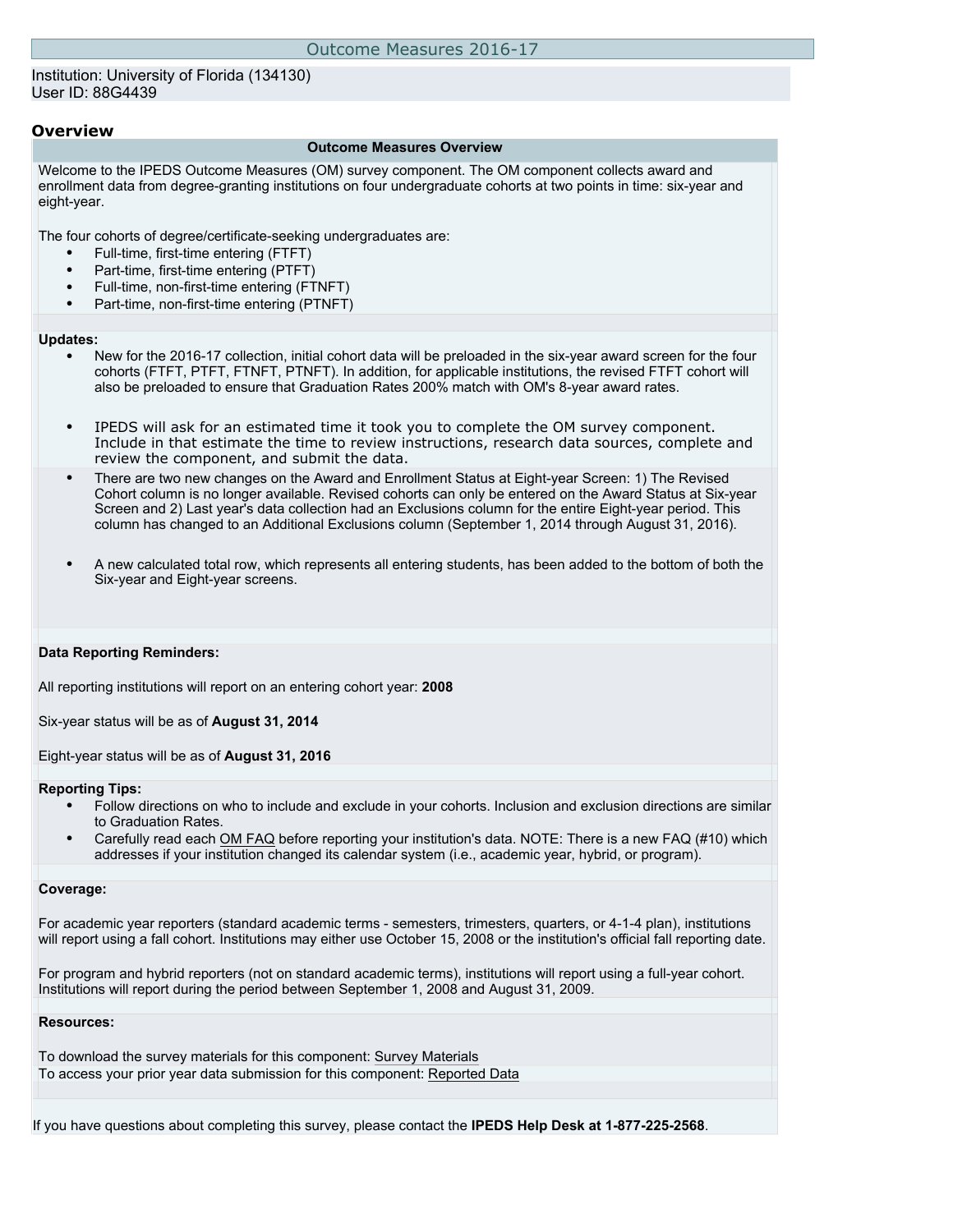# Outcome Measures 2016-17

Institution: University of Florida (134130)
User ID: 88G4439

## Overview

### Outcome Measures Overview

Welcome to the IPEDS Outcome Measures (OM) survey component. The OM component collects award and enrollment data from degree-granting institutions on four undergraduate cohorts at two points in time: six-year and eight-year.

The four cohorts of degree/certificate-seeking undergraduates are:

- Full-time, first-time entering (FTFT)
- Part-time, first-time entering (PTFT)
- Full-time, non-first-time entering (FTNFT)
- Part-time, non-first-time entering (PTNFT)

**Updates:**

- New for the 2016-17 collection, initial cohort data will be preloaded in the six-year award screen for the four cohorts (FTFT, PTFT, FTNFT, PTNFT). In addition, for applicable institutions, the revised FTFT cohort will also be preloaded to ensure that Graduation Rates 200% match with OM's 8-year award rates.
- IPEDS will ask for an estimated time it took you to complete the OM survey component. Include in that estimate the time to review instructions, research data sources, complete and review the component, and submit the data.
- There are two new changes on the Award and Enrollment Status at Eight-year Screen: 1) The Revised Cohort column is no longer available. Revised cohorts can only be entered on the Award Status at Six-year Screen and 2) Last year's data collection had an Exclusions column for the entire Eight-year period. This column has changed to an Additional Exclusions column (September 1, 2014 through August 31, 2016).
- A new calculated total row, which represents all entering students, has been added to the bottom of both the Six-year and Eight-year screens.

**Data Reporting Reminders:**

All reporting institutions will report on an entering cohort year: **2008**

Six-year status will be as of **August 31, 2014**

Eight-year status will be as of **August 31, 2016**

**Reporting Tips:**

- Follow directions on who to include and exclude in your cohorts. Inclusion and exclusion directions are similar to Graduation Rates.
- Carefully read each OM FAQ before reporting your institution's data. NOTE: There is a new FAQ (#10) which addresses if your institution changed its calendar system (i.e., academic year, hybrid, or program).

**Coverage:**

For academic year reporters (standard academic terms - semesters, trimesters, quarters, or 4-1-4 plan), institutions will report using a fall cohort. Institutions may either use October 15, 2008 or the institution's official fall reporting date.

For program and hybrid reporters (not on standard academic terms), institutions will report using a full-year cohort. Institutions will report during the period between September 1, 2008 and August 31, 2009.

**Resources:**

To download the survey materials for this component: Survey Materials
To access your prior year data submission for this component: Reported Data

If you have questions about completing this survey, please contact the **IPEDS Help Desk at 1-877-225-2568**.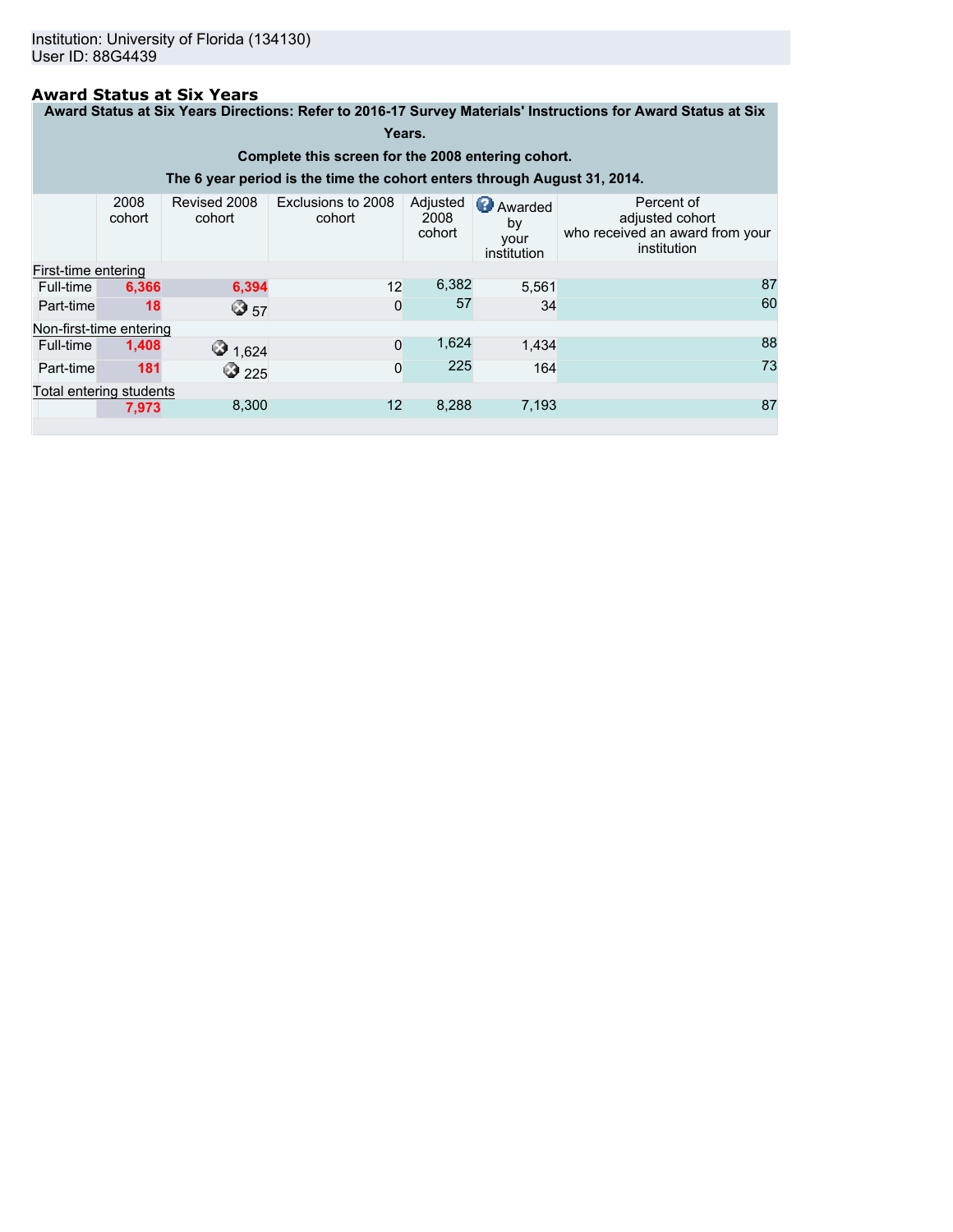Institution: University of Florida (134130)
User ID: 88G4439

## Award Status at Six Years

**Award Status at Six Years Directions: Refer to 2016-17 Survey Materials' Instructions for Award Status at Six Years.**

**Complete this screen for the 2008 entering cohort.**

**The 6 year period is the time the cohort enters through August 31, 2014.**

| | 2008 cohort | Revised 2008 cohort | Exclusions to 2008 cohort | Adjusted 2008 cohort | Awarded by your institution | Percent of adjusted cohort who received an award from your institution |
|---|---|---|---|---|---|---|
| **First-time entering** | | | | | | |
| Full-time | 6,366 | 6,394 | 12 | 6,382 | 5,561 | 87 |
| Part-time | 18 | 57 | 0 | 57 | 34 | 60 |
| **Non-first-time entering** | | | | | | |
| Full-time | 1,408 | 1,624 | 0 | 1,624 | 1,434 | 88 |
| Part-time | 181 | 225 | 0 | 225 | 164 | 73 |
| **Total entering students** | | | | | | |
| | 7,973 | 8,300 | 12 | 8,288 | 7,193 | 87 |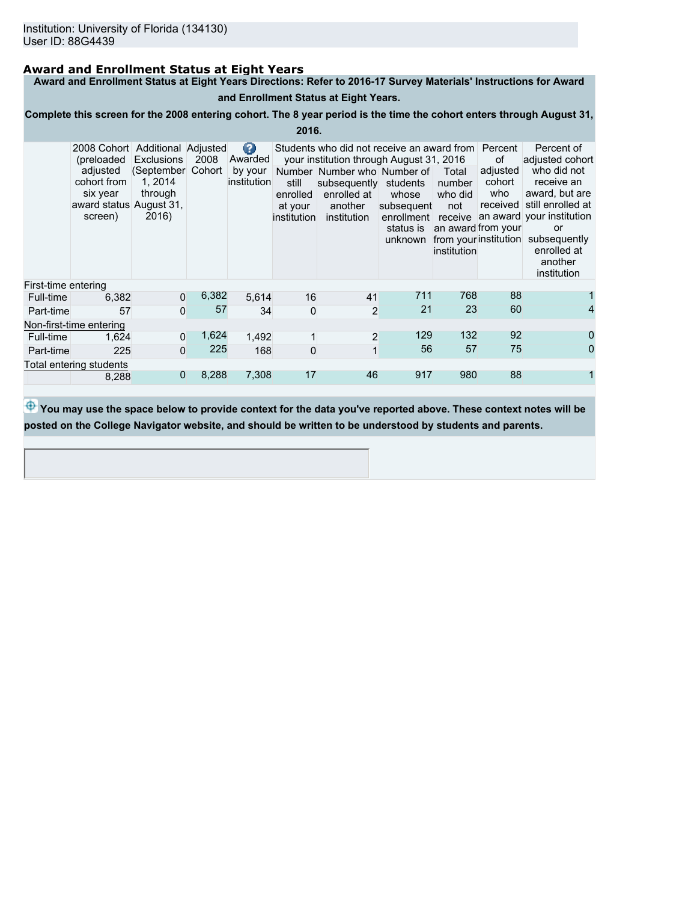Institution: University of Florida (134130)
User ID: 88G4439

## Award and Enrollment Status at Eight Years

**Award and Enrollment Status at Eight Years Directions: Refer to 2016-17 Survey Materials' Instructions for Award and Enrollment Status at Eight Years.**

**Complete this screen for the 2008 entering cohort. The 8 year period is the time the cohort enters through August 31, 2016.**

| | 2008 Cohort (preloaded adjusted cohort from six year award status screen) | Additional Exclusions (September 1, 2014 through August 31, 2016) | Adjusted 2008 Cohort | Awarded by your institution | Students who did not receive an award from your institution through August 31, 2016 | | | | Percent of adjusted cohort who received an award from your institution | Percent of adjusted cohort who did not receive an award, but are still enrolled at your institution or subsequently enrolled at another institution |
|---|---|---|---|---|---|---|---|---|---|---|
| | | | | | Number still enrolled at your institution | Number who subsequently enrolled at another institution | Number of students whose subsequent enrollment status is unknown | Total number who did not receive an award from your institution | | |
| First-time entering | | | | | | | | | | |
| Full-time | 6,382 | 0 | 6,382 | 5,614 | 16 | 41 | 711 | 768 | 88 | 1 |
| Part-time | 57 | 0 | 57 | 34 | 0 | 2 | 21 | 23 | 60 | 4 |
| Non-first-time entering | | | | | | | | | | |
| Full-time | 1,624 | 0 | 1,624 | 1,492 | 1 | 2 | 129 | 132 | 92 | 0 |
| Part-time | 225 | 0 | 225 | 168 | 0 | 1 | 56 | 57 | 75 | 0 |
| Total entering students | | | | | | | | | | |
| | 8,288 | 0 | 8,288 | 7,308 | 17 | 46 | 917 | 980 | 88 | 1 |

**You may use the space below to provide context for the data you've reported above. These context notes will be posted on the College Navigator website, and should be written to be understood by students and parents.**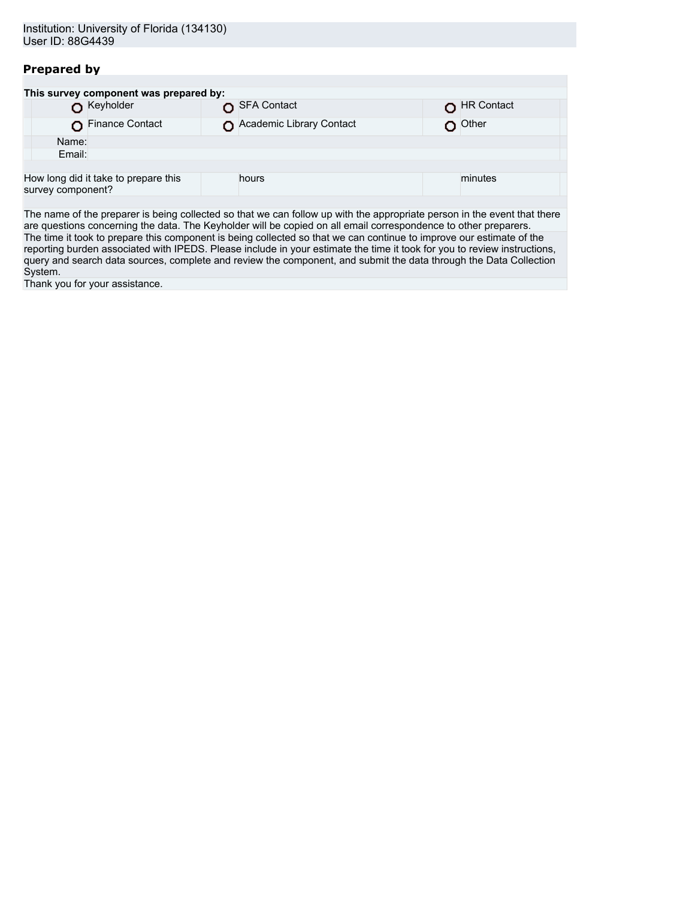Institution: University of Florida (134130)
User ID: 88G4439

## Prepared by

**This survey component was prepared by:**

| | | |
|---|---|---|
| ○ Keyholder | ○ SFA Contact | ○ HR Contact |
| ○ Finance Contact | ○ Academic Library Contact | ○ Other |

Name:
Email:

| How long did it take to prepare this survey component? | | hours | | minutes |
|---|---|---|---|---|

The name of the preparer is being collected so that we can follow up with the appropriate person in the event that there are questions concerning the data. The Keyholder will be copied on all email correspondence to other preparers.

The time it took to prepare this component is being collected so that we can continue to improve our estimate of the reporting burden associated with IPEDS. Please include in your estimate the time it took for you to review instructions, query and search data sources, complete and review the component, and submit the data through the Data Collection System.

Thank you for your assistance.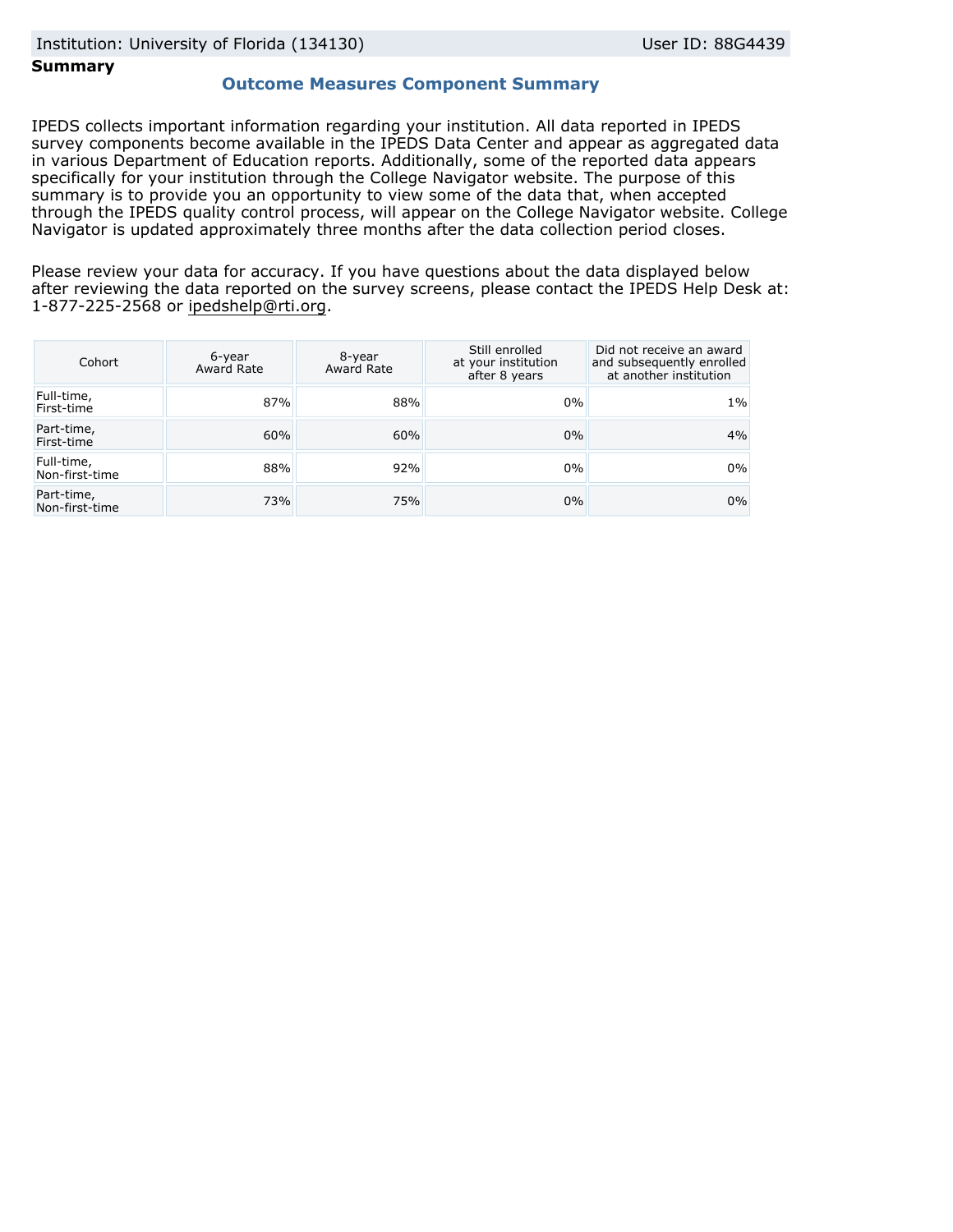Institution: University of Florida (134130) User ID: 88G4439

**Summary**

## Outcome Measures Component Summary

IPEDS collects important information regarding your institution. All data reported in IPEDS survey components become available in the IPEDS Data Center and appear as aggregated data in various Department of Education reports. Additionally, some of the reported data appears specifically for your institution through the College Navigator website. The purpose of this summary is to provide you an opportunity to view some of the data that, when accepted through the IPEDS quality control process, will appear on the College Navigator website. College Navigator is updated approximately three months after the data collection period closes.

Please review your data for accuracy. If you have questions about the data displayed below after reviewing the data reported on the survey screens, please contact the IPEDS Help Desk at: 1-877-225-2568 or ipedshelp@rti.org.

| Cohort | 6-year Award Rate | 8-year Award Rate | Still enrolled at your institution after 8 years | Did not receive an award and subsequently enrolled at another institution |
|---|---|---|---|---|
| Full-time, First-time | 87% | 88% | 0% | 1% |
| Part-time, First-time | 60% | 60% | 0% | 4% |
| Full-time, Non-first-time | 88% | 92% | 0% | 0% |
| Part-time, Non-first-time | 73% | 75% | 0% | 0% |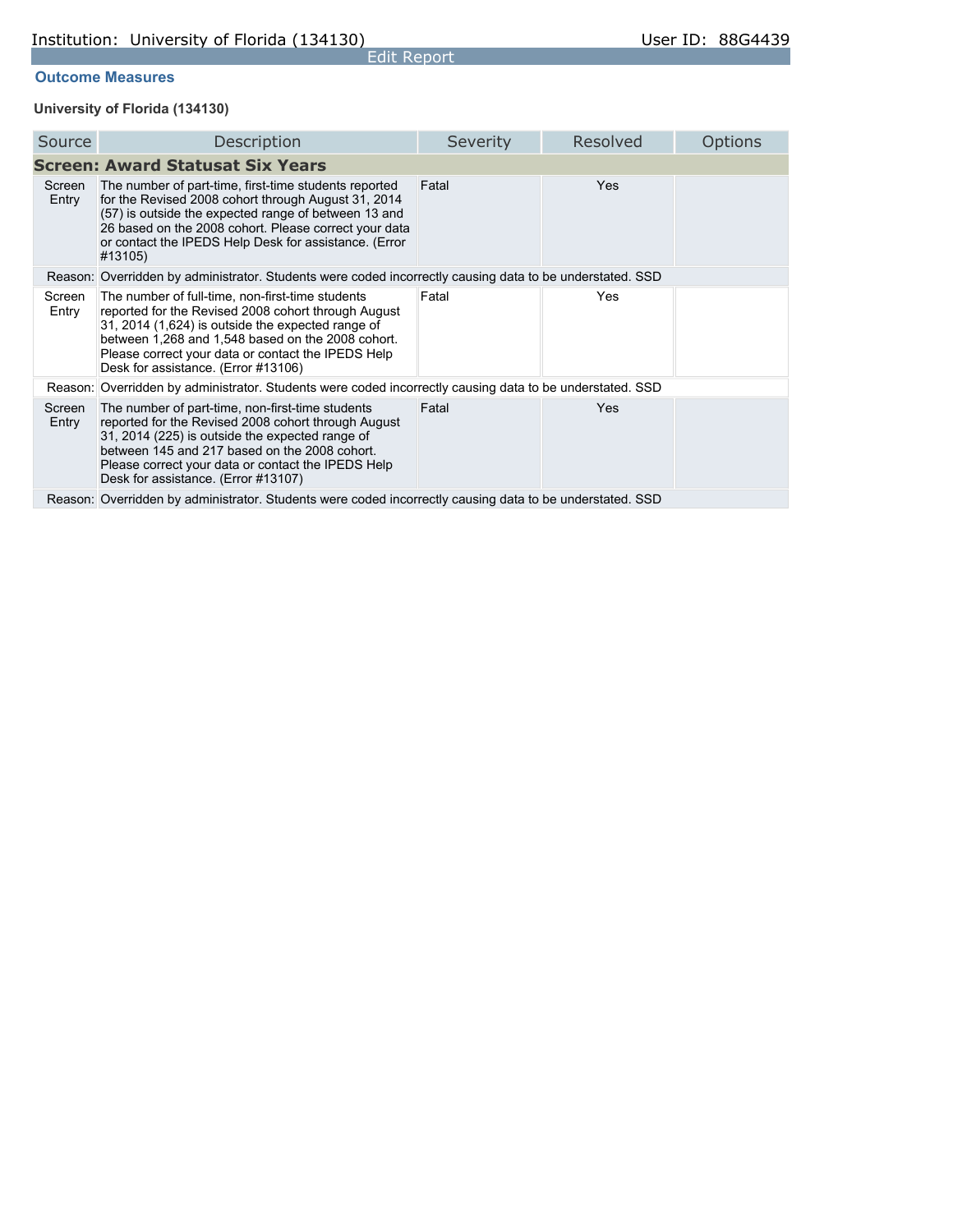Institution: University of Florida (134130)

User ID: 88G4439

Edit Report

## Outcome Measures

**University of Florida (134130)**

| Source | Description | Severity | Resolved | Options |
|---|---|---|---|---|
| **Screen: Award Statusat Six Years** | | | | |
| Screen Entry | The number of part-time, first-time students reported for the Revised 2008 cohort through August 31, 2014 (57) is outside the expected range of between 13 and 26 based on the 2008 cohort. Please correct your data or contact the IPEDS Help Desk for assistance. (Error #13105) | Fatal | Yes | |
| Reason: | Overridden by administrator. Students were coded incorrectly causing data to be understated. SSD | | | |
| Screen Entry | The number of full-time, non-first-time students reported for the Revised 2008 cohort through August 31, 2014 (1,624) is outside the expected range of between 1,268 and 1,548 based on the 2008 cohort. Please correct your data or contact the IPEDS Help Desk for assistance. (Error #13106) | Fatal | Yes | |
| Reason: | Overridden by administrator. Students were coded incorrectly causing data to be understated. SSD | | | |
| Screen Entry | The number of part-time, non-first-time students reported for the Revised 2008 cohort through August 31, 2014 (225) is outside the expected range of between 145 and 217 based on the 2008 cohort. Please correct your data or contact the IPEDS Help Desk for assistance. (Error #13107) | Fatal | Yes | |
| Reason: | Overridden by administrator. Students were coded incorrectly causing data to be understated. SSD | | | |